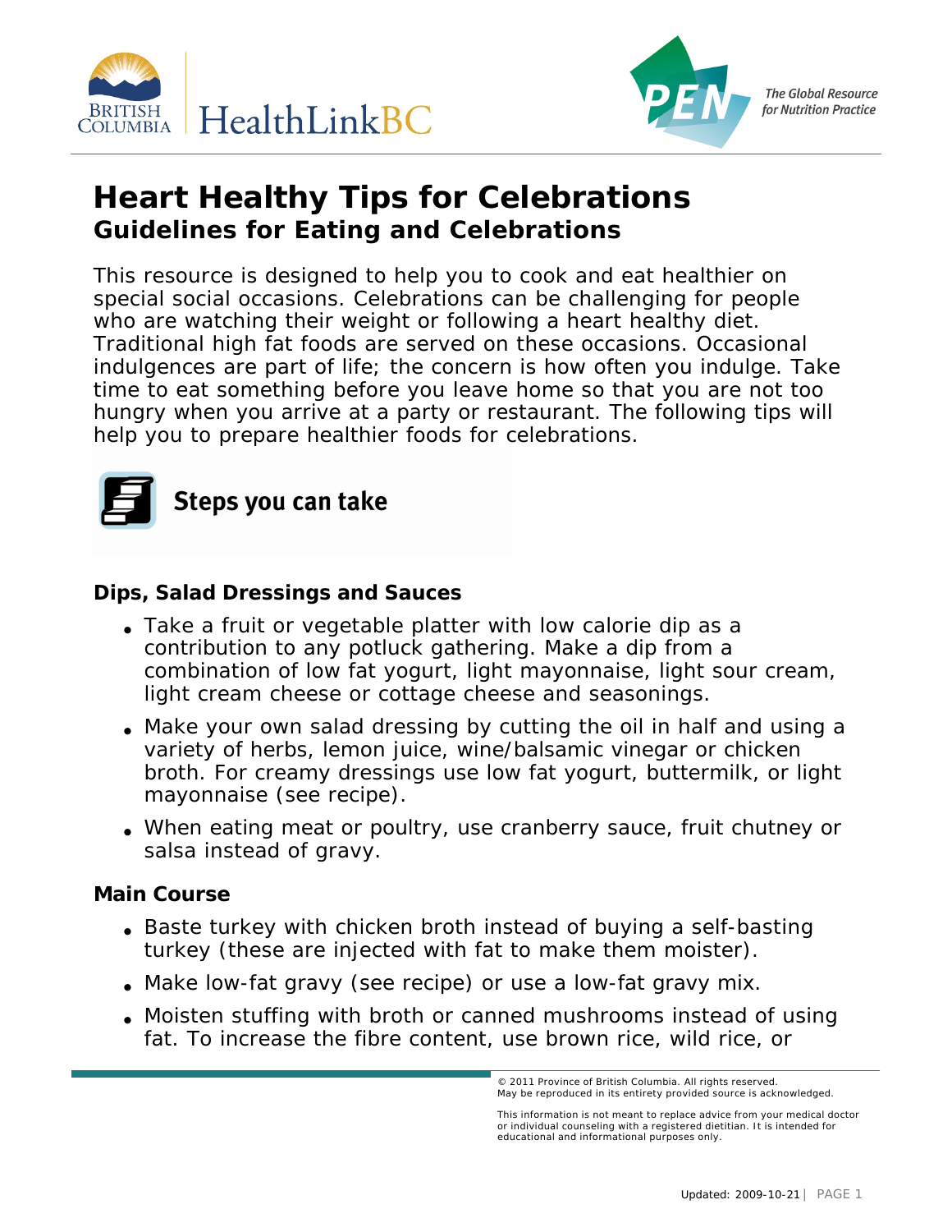# Heart Healthy Tips for Celebrations

## Guidelines for Eating and Celebrations

This resource is designed to help you to cook and eat healthier on special social occasions. Celebrations can be challenging for people who are watching their weight or following a heart healthy diet. Traditional high fat foods are served on these occasions. Occasional indulgences are part of life; the concern is how often you indulge. Take time to eat something before you leave home so that you are not too hungry when you arrive at a party or restaurant. The following tips will help you to prepare healthier foods for celebrations.

## Steps you can take

### Dips, Salad Dressings and Sauces

- Take a fruit or vegetable platter with low calorie dip as a contribution to any potluck gathering. Make a dip from a combination of low fat yogurt, light mayonnaise, light sour cream, light cream cheese or cottage cheese and seasonings.
- Make your own salad dressing by cutting the oil in half and using a variety of herbs, lemon juice, wine/balsamic vinegar or chicken broth. For creamy dressings use low fat yogurt, buttermilk, or light mayonnaise (see recipe).
- When eating meat or poultry, use cranberry sauce, fruit chutney or salsa instead of gravy.

### Main Course

- Baste turkey with chicken broth instead of buying a self-basting turkey (these are injected with fat to make them moister).
- Make low-fat gravy (see recipe) or use a low-fat gravy mix.
- Moisten stuffing with broth or canned mushrooms instead of using fat. To increase the fibre content, use brown rice, wild rice, or

© 2011 Province of British Columbia. All rights reserved.
May be reproduced in its entirety provided source is acknowledged.

This information is not meant to replace advice from your medical doctor or individual counseling with a registered dietitian. It is intended for educational and informational purposes only.

Updated: 2009-10-21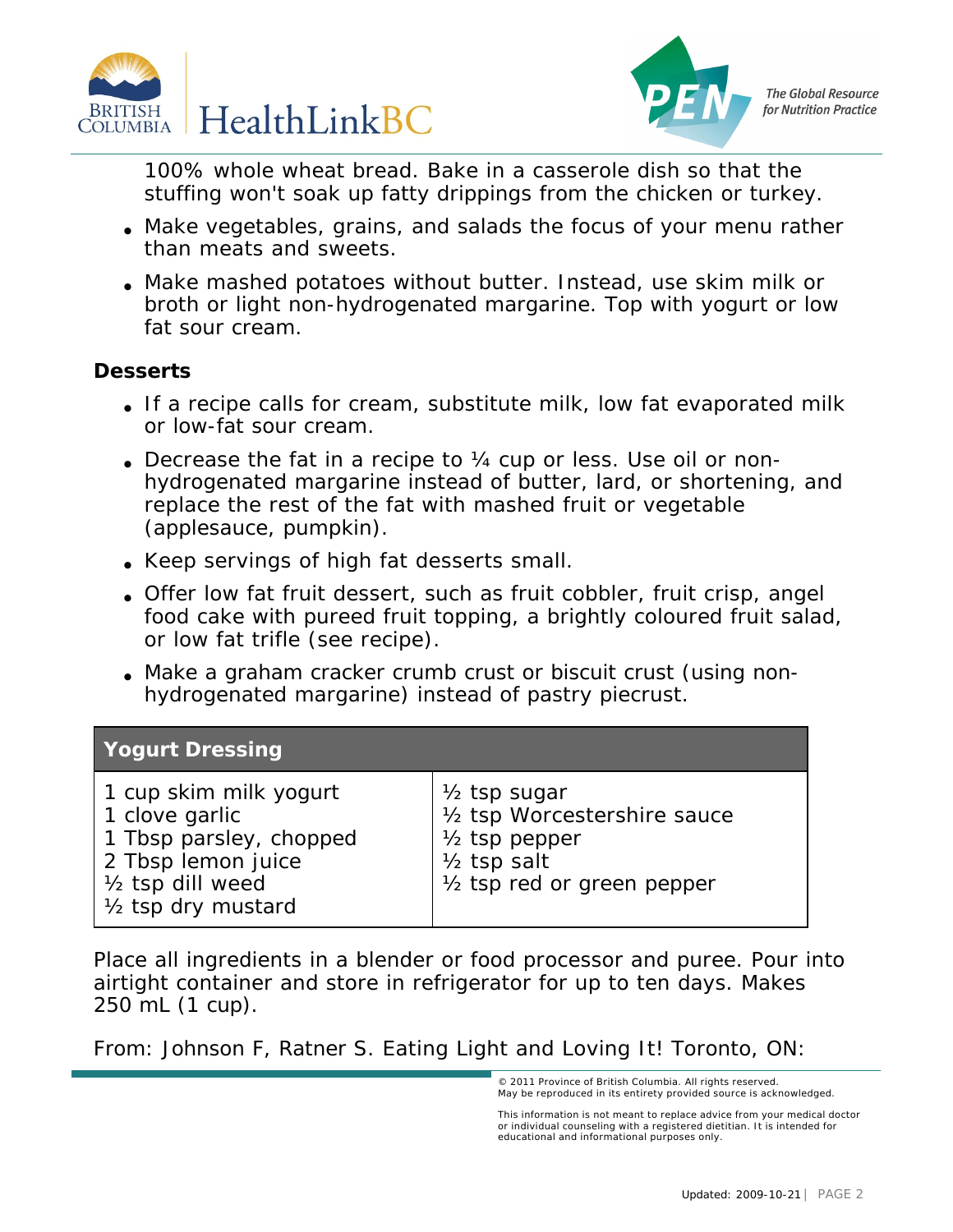100% whole wheat bread. Bake in a casserole dish so that the stuffing won't soak up fatty drippings from the chicken or turkey.

- Make vegetables, grains, and salads the focus of your menu rather than meats and sweets.
- Make mashed potatoes without butter. Instead, use skim milk or broth or light non-hydrogenated margarine. Top with yogurt or low fat sour cream.

**Desserts**

- If a recipe calls for cream, substitute milk, low fat evaporated milk or low-fat sour cream.
- Decrease the fat in a recipe to ¼ cup or less. Use oil or non-hydrogenated margarine instead of butter, lard, or shortening, and replace the rest of the fat with mashed fruit or vegetable (applesauce, pumpkin).
- Keep servings of high fat desserts small.
- Offer low fat fruit dessert, such as fruit cobbler, fruit crisp, angel food cake with pureed fruit topping, a brightly coloured fruit salad, or low fat trifle (see recipe).
- Make a graham cracker crumb crust or biscuit crust (using non-hydrogenated margarine) instead of pastry piecrust.

| Yogurt Dressing | |
|---|---|
| 1 cup skim milk yogurt<br>1 clove garlic<br>1 Tbsp parsley, chopped<br>2 Tbsp lemon juice<br>½ tsp dill weed<br>½ tsp dry mustard | ½ tsp sugar<br>½ tsp Worcestershire sauce<br>½ tsp pepper<br>½ tsp salt<br>½ tsp red or green pepper |

Place all ingredients in a blender or food processor and puree. Pour into airtight container and store in refrigerator for up to ten days. Makes 250 mL (1 cup).

From: Johnson F, Ratner S. Eating Light and Loving It! Toronto, ON:

© 2011 Province of British Columbia. All rights reserved.
May be reproduced in its entirety provided source is acknowledged.

This information is not meant to replace advice from your medical doctor or individual counseling with a registered dietitian. It is intended for educational and informational purposes only.

Updated: 2009-10-21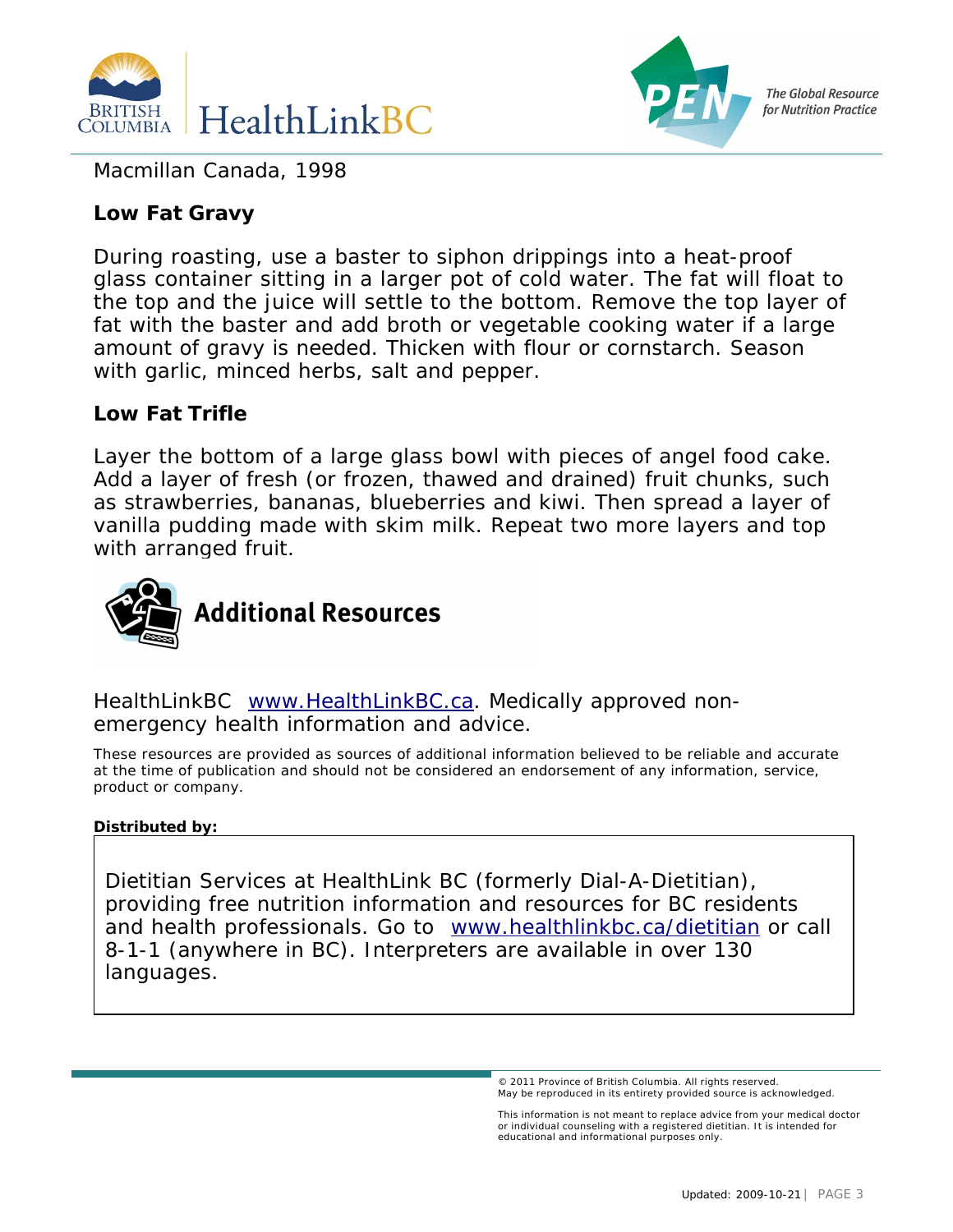Macmillan Canada, 1998

**Low Fat Gravy**

During roasting, use a baster to siphon drippings into a heat-proof glass container sitting in a larger pot of cold water. The fat will float to the top and the juice will settle to the bottom. Remove the top layer of fat with the baster and add broth or vegetable cooking water if a large amount of gravy is needed. Thicken with flour or cornstarch. Season with garlic, minced herbs, salt and pepper.

**Low Fat Trifle**

Layer the bottom of a large glass bowl with pieces of angel food cake. Add a layer of fresh (or frozen, thawed and drained) fruit chunks, such as strawberries, bananas, blueberries and kiwi. Then spread a layer of vanilla pudding made with skim milk. Repeat two more layers and top with arranged fruit.

## Additional Resources

HealthLinkBC [www.HealthLinkBC.ca](http://www.HealthLinkBC.ca). Medically approved non-emergency health information and advice.

These resources are provided as sources of additional information believed to be reliable and accurate at the time of publication and should not be considered an endorsement of any information, service, product or company.

**Distributed by:**

Dietitian Services at HealthLink BC (formerly Dial-A-Dietitian), providing free nutrition information and resources for BC residents and health professionals. Go to [www.healthlinkbc.ca/dietitian](http://www.healthlinkbc.ca/dietitian) or call 8-1-1 (anywhere in BC). Interpreters are available in over 130 languages.

© 2011 Province of British Columbia. All rights reserved.
May be reproduced in its entirety provided source is acknowledged.

This information is not meant to replace advice from your medical doctor or individual counseling with a registered dietitian. It is intended for educational and informational purposes only.

Updated: 2009-10-21